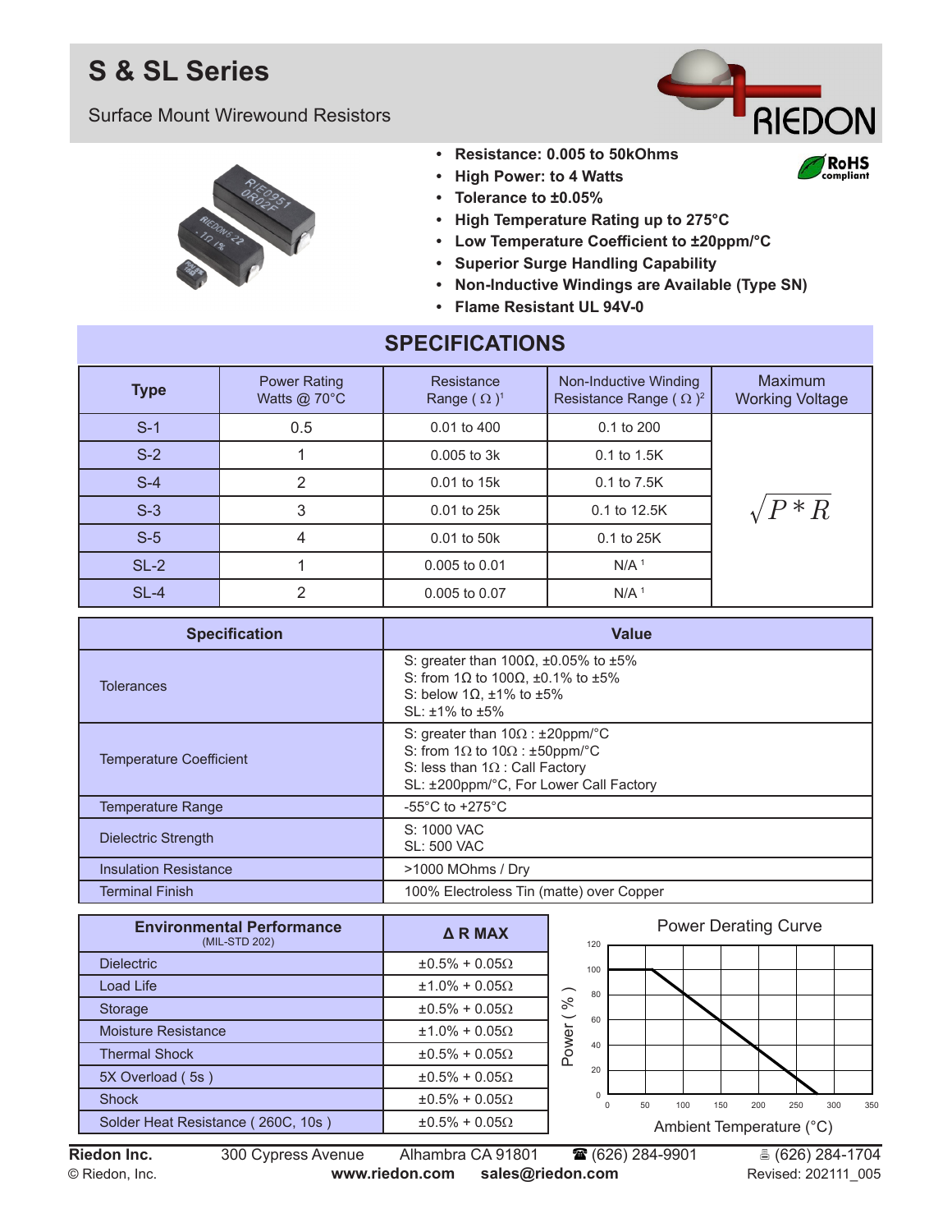# S & SL Series

Surface Mount Wirewound Resistors

- **Resistance: 0.005 to 50kOhms**
- **High Power: to 4 Watts**
- **Tolerance to ±0.05%**
- **High Temperature Rating up to 275°C**
- **Low Temperature Coefficient to ±20ppm/°C**
- **Superior Surge Handling Capability**
- **Non-Inductive Windings are Available (Type SN)**
- **Flame Resistant UL 94V-0**

## SPECIFICATIONS

| Type | Power Rating Watts @ 70°C | Resistance Range ( Ω )[1] | Non-Inductive Winding Resistance Range ( Ω )[2] | Maximum Working Voltage |
|---|---|---|---|---|
| S-1 | 0.5 | 0.01 to 400 | 0.1 to 200 | $\sqrt{P * R}$ |
| S-2 | 1 | 0.005 to 3k | 0.1 to 1.5K | |
| S-4 | 2 | 0.01 to 15k | 0.1 to 7.5K | |
| S-3 | 3 | 0.01 to 25k | 0.1 to 12.5K | |
| S-5 | 4 | 0.01 to 50k | 0.1 to 25K | |
| SL-2 | 1 | 0.005 to 0.01 | N/A [1] | |
| SL-4 | 2 | 0.005 to 0.07 | N/A [1] | |

| Specification | Value |
|---|---|
| Tolerances | S: greater than 100Ω, ±0.05% to ±5%<br>S: from 1Ω to 100Ω, ±0.1% to ±5%<br>S: below 1Ω, ±1% to ±5%<br>SL: ±1% to ±5% |
| Temperature Coefficient | S: greater than 10Ω : ±20ppm/°C<br>S: from 1Ω to 10Ω : ±50ppm/°C<br>S: less than 1Ω : Call Factory<br>SL: ±200ppm/°C, For Lower Call Factory |
| Temperature Range | -55°C to +275°C |
| Dielectric Strength | S: 1000 VAC<br>SL: 500 VAC |
| Insulation Resistance | >1000 MOhms / Dry |
| Terminal Finish | 100% Electroless Tin (matte) over Copper |

| Environmental Performance (MIL-STD 202) | Δ R MAX |
|---|---|
| Dielectric | ±0.5% + 0.05Ω |
| Load Life | ±1.0% + 0.05Ω |
| Storage | ±0.5% + 0.05Ω |
| Moisture Resistance | ±1.0% + 0.05Ω |
| Thermal Shock | ±0.5% + 0.05Ω |
| 5X Overload ( 5s ) | ±0.5% + 0.05Ω |
| Shock | ±0.5% + 0.05Ω |
| Solder Heat Resistance ( 260C, 10s ) | ±0.5% + 0.05Ω |

Power Derating Curve

Power ( % ) vs. Ambient Temperature (°C)

**Riedon Inc.** 300 Cypress Avenue Alhambra CA 91801 ☎ (626) 284-9901 (626) 284-1704

© Riedon, Inc. **www.riedon.com** **sales@riedon.com** Revised: 202111_005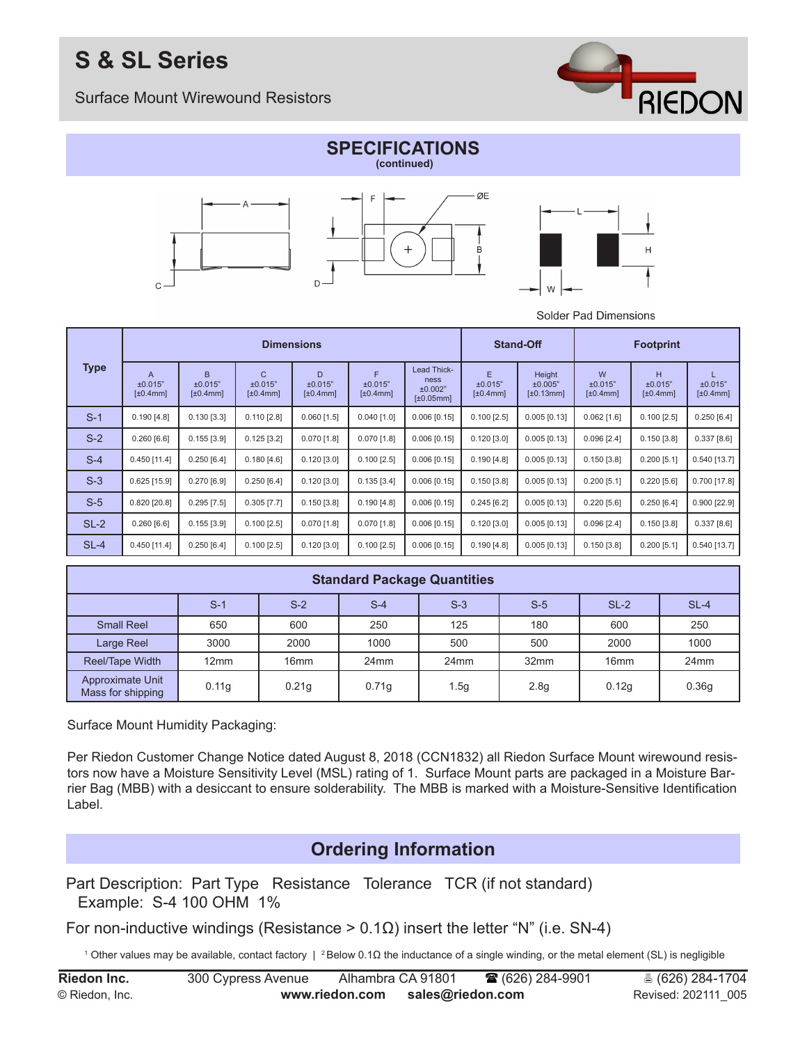# S & SL Series

Surface Mount Wirewound Resistors

## SPECIFICATIONS

(continued)

A
C
F
ØE
D
B
L
H
W

Solder Pad Dimensions

| Type | Dimensions | | | | | | Stand-Off | | Footprint | | |
|---|---|---|---|---|---|---|---|---|---|---|---|
| | A ±0.015" [±0.4mm] | B ±0.015" [±0.4mm] | C ±0.015" [±0.4mm] | D ±0.015" [±0.4mm] | F ±0.015" [±0.4mm] | Lead Thickness ±0.002" [±0.05mm] | E ±0.015" [±0.4mm] | Height ±0.005" [±0.13mm] | W ±0.015" [±0.4mm] | H ±0.015" [±0.4mm] | L ±0.015" [±0.4mm] |
| S-1 | 0.190 [4.8] | 0.130 [3.3] | 0.110 [2.8] | 0.060 [1.5] | 0.040 [1.0] | 0.006 [0.15] | 0.100 [2.5] | 0.005 [0.13] | 0.062 [1.6] | 0.100 [2.5] | 0.250 [6.4] |
| S-2 | 0.260 [6.6] | 0.155 [3.9] | 0.125 [3.2] | 0.070 [1.8] | 0.070 [1.8] | 0.006 [0.15] | 0.120 [3.0] | 0.005 [0.13] | 0.096 [2.4] | 0.150 [3.8] | 0.337 [8.6] |
| S-4 | 0.450 [11.4] | 0.250 [6.4] | 0.180 [4.6] | 0.120 [3.0] | 0.100 [2.5] | 0.006 [0.15] | 0.190 [4.8] | 0.005 [0.13] | 0.150 [3.8] | 0.200 [5.1] | 0.540 [13.7] |
| S-3 | 0.625 [15.9] | 0.270 [6.9] | 0.250 [6.4] | 0.120 [3.0] | 0.135 [3.4] | 0.006 [0.15] | 0.150 [3.8] | 0.005 [0.13] | 0.200 [5.1] | 0.220 [5.6] | 0.700 [17.8] |
| S-5 | 0.820 [20.8] | 0.295 [7.5] | 0.305 [7.7] | 0.150 [3.8] | 0.190 [4.8] | 0.006 [0.15] | 0.245 [6.2] | 0.005 [0.13] | 0.220 [5.6] | 0.250 [6.4] | 0.900 [22.9] |
| SL-2 | 0.260 [6.6] | 0.155 [3.9] | 0.100 [2.5] | 0.070 [1.8] | 0.070 [1.8] | 0.006 [0.15] | 0.120 [3.0] | 0.005 [0.13] | 0.096 [2.4] | 0.150 [3.8] | 0.337 [8.6] |
| SL-4 | 0.450 [11.4] | 0.250 [6.4] | 0.100 [2.5] | 0.120 [3.0] | 0.100 [2.5] | 0.006 [0.15] | 0.190 [4.8] | 0.005 [0.13] | 0.150 [3.8] | 0.200 [5.1] | 0.540 [13.7] |

| Standard Package Quantities | | | | | | | |
|---|---|---|---|---|---|---|---|
| | S-1 | S-2 | S-4 | S-3 | S-5 | SL-2 | SL-4 |
| Small Reel | 650 | 600 | 250 | 125 | 180 | 600 | 250 |
| Large Reel | 3000 | 2000 | 1000 | 500 | 500 | 2000 | 1000 |
| Reel/Tape Width | 12mm | 16mm | 24mm | 24mm | 32mm | 16mm | 24mm |
| Approximate Unit Mass for shipping | 0.11g | 0.21g | 0.71g | 1.5g | 2.8g | 0.12g | 0.36g |

Surface Mount Humidity Packaging:

Per Riedon Customer Change Notice dated August 8, 2018 (CCN1832) all Riedon Surface Mount wirewound resistors now have a Moisture Sensitivity Level (MSL) rating of 1. Surface Mount parts are packaged in a Moisture Barrier Bag (MBB) with a desiccant to ensure solderability. The MBB is marked with a Moisture-Sensitive Identification Label.

## Ordering Information

Part Description: Part Type Resistance Tolerance TCR (if not standard)
Example: S-4 100 OHM 1%

For non-inductive windings (Resistance > 0.1Ω) insert the letter "N" (i.e. SN-4)

[1] Other values may be available, contact factory | [2] Below 0.1Ω the inductance of a single winding, or the metal element (SL) is negligible

**Riedon Inc.** 300 Cypress Avenue Alhambra CA 91801 ☎ (626) 284-9901 (626) 284-1704
© Riedon, Inc. **www.riedon.com** **sales@riedon.com** Revised: 202111_005